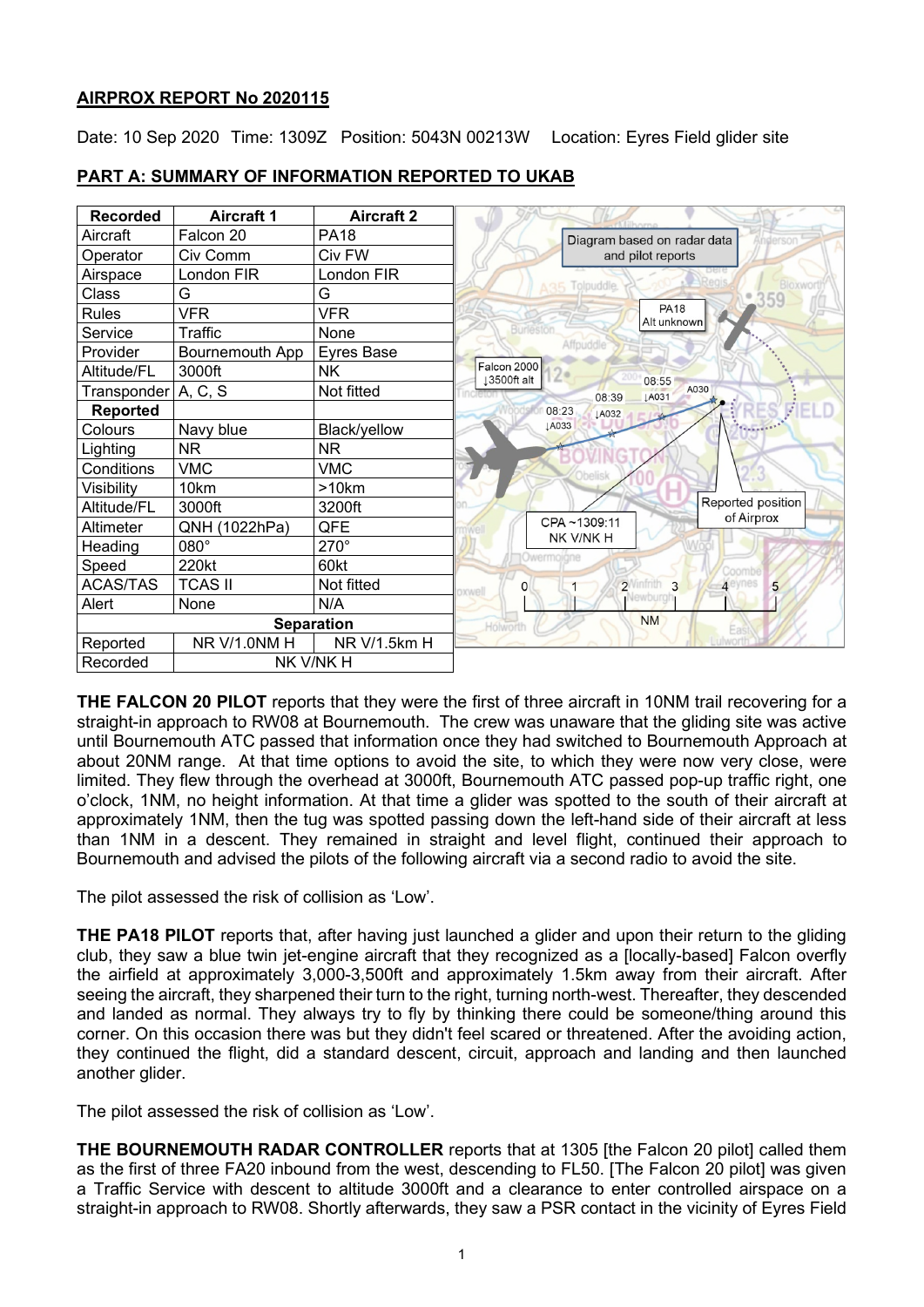**AIRPROX REPORT No 2020115**

Date: 10 Sep 2020 Time: 1309Z Position: 5043N 00213W Location: Eyres Field glider site

**PART A: SUMMARY OF INFORMATION REPORTED TO UKAB**

| Recorded | Aircraft 1 | Aircraft 2 |
|---|---|---|
| Aircraft | Falcon 20 | PA18 |
| Operator | Civ Comm | Civ FW |
| Airspace | London FIR | London FIR |
| Class | G | G |
| Rules | VFR | VFR |
| Service | Traffic | None |
| Provider | Bournemouth App | Eyres Base |
| Altitude/FL | 3000ft | NK |
| Transponder | A, C, S | Not fitted |
| **Reported** | | |
| Colours | Navy blue | Black/yellow |
| Lighting | NR | NR |
| Conditions | VMC | VMC |
| Visibility | 10km | >10km |
| Altitude/FL | 3000ft | 3200ft |
| Altimeter | QNH (1022hPa) | QFE |
| Heading | 080° | 270° |
| Speed | 220kt | 60kt |
| ACAS/TAS | TCAS II | Not fitted |
| Alert | None | N/A |
| **Separation** | | |
| Reported | NR V/1.0NM H | NR V/1.5km H |
| Recorded | NK V/NK H | |

**THE FALCON 20 PILOT** reports that they were the first of three aircraft in 10NM trail recovering for a straight-in approach to RW08 at Bournemouth. The crew was unaware that the gliding site was active until Bournemouth ATC passed that information once they had switched to Bournemouth Approach at about 20NM range. At that time options to avoid the site, to which they were now very close, were limited. They flew through the overhead at 3000ft, Bournemouth ATC passed pop-up traffic right, one o'clock, 1NM, no height information. At that time a glider was spotted to the south of their aircraft at approximately 1NM, then the tug was spotted passing down the left-hand side of their aircraft at less than 1NM in a descent. They remained in straight and level flight, continued their approach to Bournemouth and advised the pilots of the following aircraft via a second radio to avoid the site.

The pilot assessed the risk of collision as 'Low'.

**THE PA18 PILOT** reports that, after having just launched a glider and upon their return to the gliding club, they saw a blue twin jet-engine aircraft that they recognized as a [locally-based] Falcon overfly the airfield at approximately 3,000-3,500ft and approximately 1.5km away from their aircraft. After seeing the aircraft, they sharpened their turn to the right, turning north-west. Thereafter, they descended and landed as normal. They always try to fly by thinking there could be someone/thing around this corner. On this occasion there was but they didn't feel scared or threatened. After the avoiding action, they continued the flight, did a standard descent, circuit, approach and landing and then launched another glider.

The pilot assessed the risk of collision as 'Low'.

**THE BOURNEMOUTH RADAR CONTROLLER** reports that at 1305 [the Falcon 20 pilot] called them as the first of three FA20 inbound from the west, descending to FL50. [The Falcon 20 pilot] was given a Traffic Service with descent to altitude 3000ft and a clearance to enter controlled airspace on a straight-in approach to RW08. Shortly afterwards, they saw a PSR contact in the vicinity of Eyres Field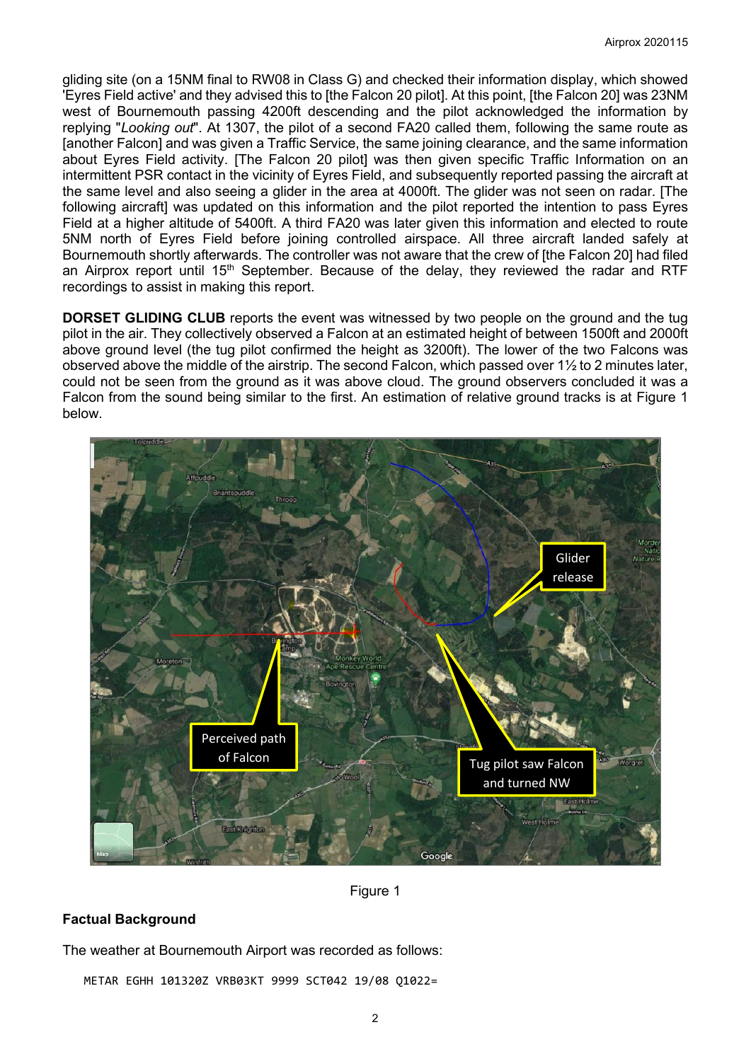gliding site (on a 15NM final to RW08 in Class G) and checked their information display, which showed 'Eyres Field active' and they advised this to [the Falcon 20 pilot]. At this point, [the Falcon 20] was 23NM west of Bournemouth passing 4200ft descending and the pilot acknowledged the information by replying "*Looking out*". At 1307, the pilot of a second FA20 called them, following the same route as [another Falcon] and was given a Traffic Service, the same joining clearance, and the same information about Eyres Field activity. [The Falcon 20 pilot] was then given specific Traffic Information on an intermittent PSR contact in the vicinity of Eyres Field, and subsequently reported passing the aircraft at the same level and also seeing a glider in the area at 4000ft. The glider was not seen on radar. [The following aircraft] was updated on this information and the pilot reported the intention to pass Eyres Field at a higher altitude of 5400ft. A third FA20 was later given this information and elected to route 5NM north of Eyres Field before joining controlled airspace. All three aircraft landed safely at Bournemouth shortly afterwards. The controller was not aware that the crew of [the Falcon 20] had filed an Airprox report until 15th September. Because of the delay, they reviewed the radar and RTF recordings to assist in making this report.

**DORSET GLIDING CLUB** reports the event was witnessed by two people on the ground and the tug pilot in the air. They collectively observed a Falcon at an estimated height of between 1500ft and 2000ft above ground level (the tug pilot confirmed the height as 3200ft). The lower of the two Falcons was observed above the middle of the airstrip. The second Falcon, which passed over 1½ to 2 minutes later, could not be seen from the ground as it was above cloud. The ground observers concluded it was a Falcon from the sound being similar to the first. An estimation of relative ground tracks is at Figure 1 below.

Figure 1

## Factual Background

The weather at Bournemouth Airport was recorded as follows:

```
METAR EGHH 101320Z VRB03KT 9999 SCT042 19/08 Q1022=
```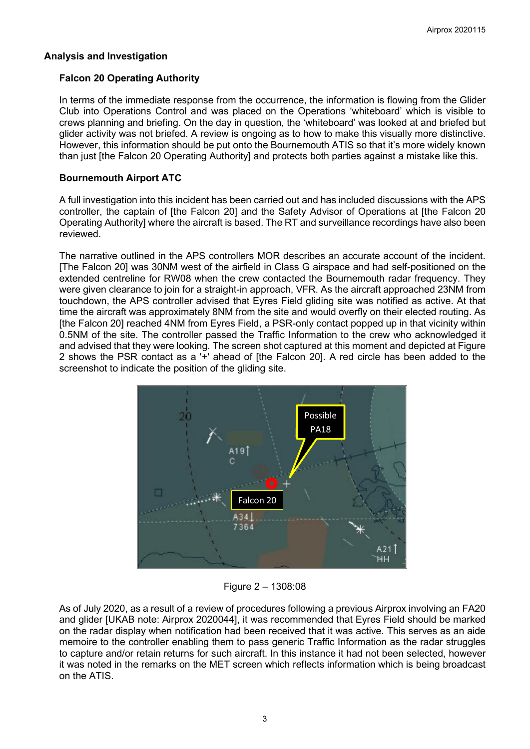## Analysis and Investigation

### Falcon 20 Operating Authority

In terms of the immediate response from the occurrence, the information is flowing from the Glider Club into Operations Control and was placed on the Operations 'whiteboard' which is visible to crews planning and briefing. On the day in question, the 'whiteboard' was looked at and briefed but glider activity was not briefed. A review is ongoing as to how to make this visually more distinctive. However, this information should be put onto the Bournemouth ATIS so that it's more widely known than just [the Falcon 20 Operating Authority] and protects both parties against a mistake like this.

### Bournemouth Airport ATC

A full investigation into this incident has been carried out and has included discussions with the APS controller, the captain of [the Falcon 20] and the Safety Advisor of Operations at [the Falcon 20 Operating Authority] where the aircraft is based. The RT and surveillance recordings have also been reviewed.

The narrative outlined in the APS controllers MOR describes an accurate account of the incident. [The Falcon 20] was 30NM west of the airfield in Class G airspace and had self-positioned on the extended centreline for RW08 when the crew contacted the Bournemouth radar frequency. They were given clearance to join for a straight-in approach, VFR. As the aircraft approached 23NM from touchdown, the APS controller advised that Eyres Field gliding site was notified as active. At that time the aircraft was approximately 8NM from the site and would overfly on their elected routing. As [the Falcon 20] reached 4NM from Eyres Field, a PSR-only contact popped up in that vicinity within 0.5NM of the site. The controller passed the Traffic Information to the crew who acknowledged it and advised that they were looking. The screen shot captured at this moment and depicted at Figure 2 shows the PSR contact as a '+' ahead of [the Falcon 20]. A red circle has been added to the screenshot to indicate the position of the gliding site.

Figure 2 – 1308:08

As of July 2020, as a result of a review of procedures following a previous Airprox involving an FA20 and glider [UKAB note: Airprox 2020044], it was recommended that Eyres Field should be marked on the radar display when notification had been received that it was active. This serves as an aide memoire to the controller enabling them to pass generic Traffic Information as the radar struggles to capture and/or retain returns for such aircraft. In this instance it had not been selected, however it was noted in the remarks on the MET screen which reflects information which is being broadcast on the ATIS.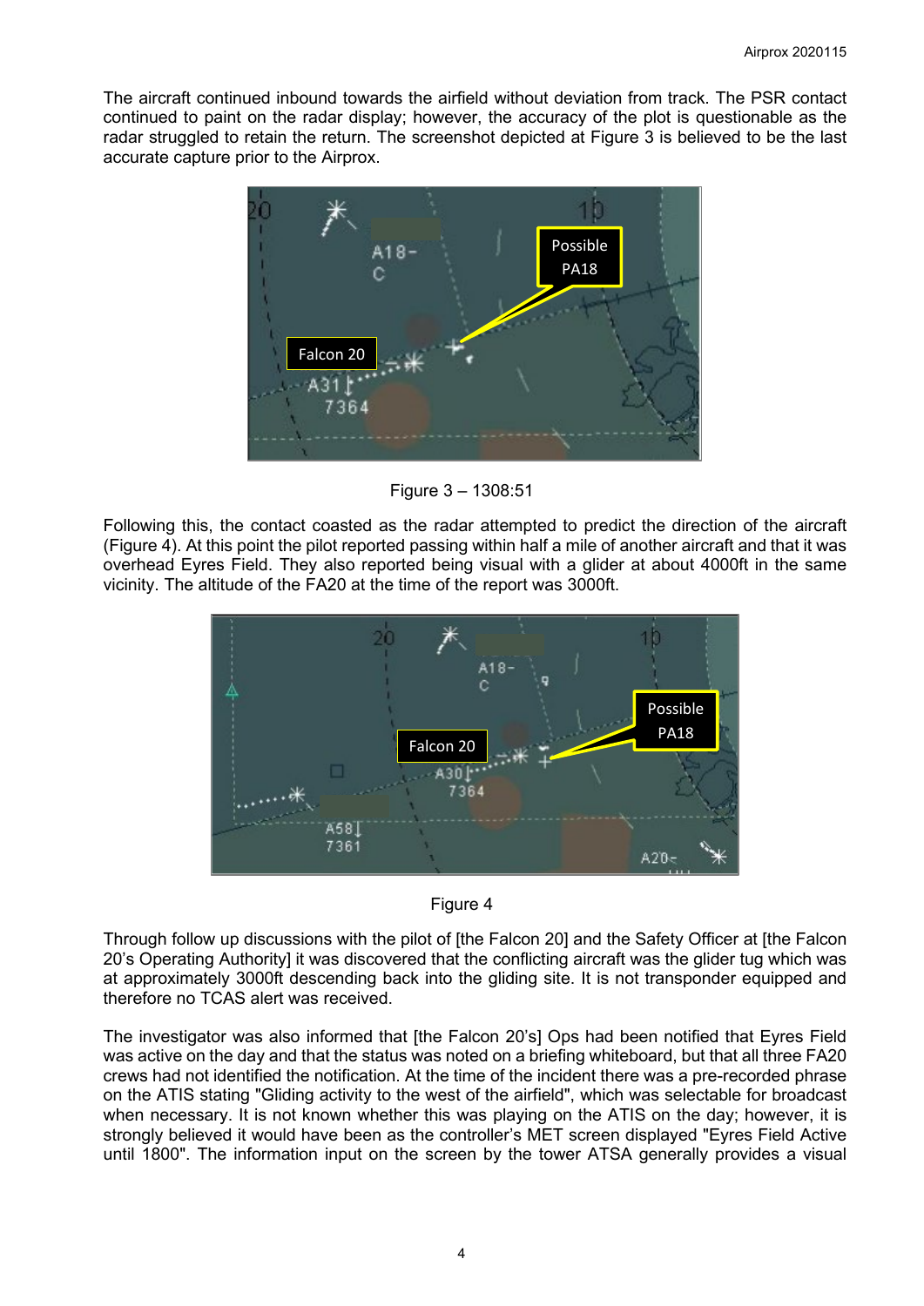The aircraft continued inbound towards the airfield without deviation from track. The PSR contact continued to paint on the radar display; however, the accuracy of the plot is questionable as the radar struggled to retain the return. The screenshot depicted at Figure 3 is believed to be the last accurate capture prior to the Airprox.

Figure 3 – 1308:51

Following this, the contact coasted as the radar attempted to predict the direction of the aircraft (Figure 4). At this point the pilot reported passing within half a mile of another aircraft and that it was overhead Eyres Field. They also reported being visual with a glider at about 4000ft in the same vicinity. The altitude of the FA20 at the time of the report was 3000ft.

Figure 4

Through follow up discussions with the pilot of [the Falcon 20] and the Safety Officer at [the Falcon 20's Operating Authority] it was discovered that the conflicting aircraft was the glider tug which was at approximately 3000ft descending back into the gliding site. It is not transponder equipped and therefore no TCAS alert was received.

The investigator was also informed that [the Falcon 20's] Ops had been notified that Eyres Field was active on the day and that the status was noted on a briefing whiteboard, but that all three FA20 crews had not identified the notification. At the time of the incident there was a pre-recorded phrase on the ATIS stating "Gliding activity to the west of the airfield", which was selectable for broadcast when necessary. It is not known whether this was playing on the ATIS on the day; however, it is strongly believed it would have been as the controller's MET screen displayed "Eyres Field Active until 1800". The information input on the screen by the tower ATSA generally provides a visual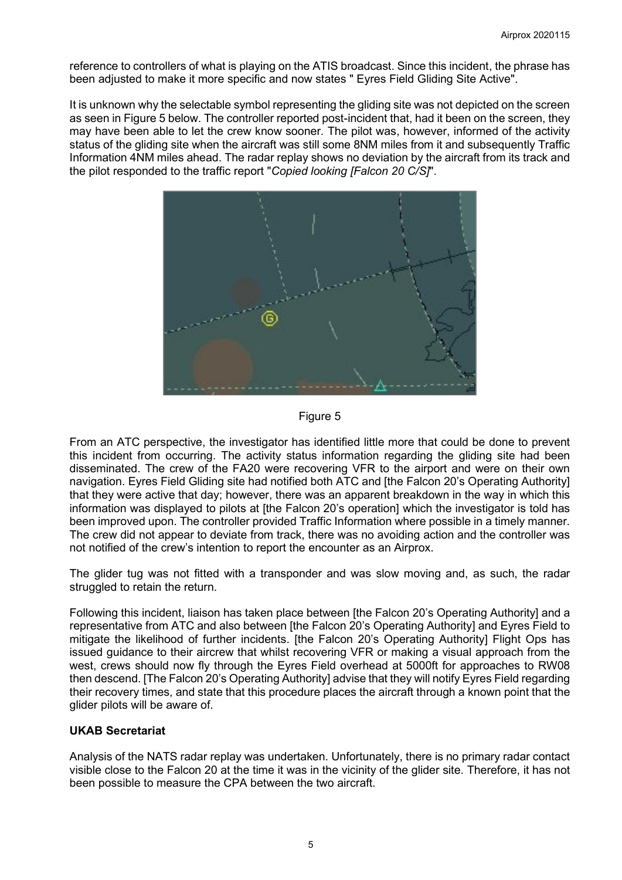reference to controllers of what is playing on the ATIS broadcast. Since this incident, the phrase has been adjusted to make it more specific and now states " Eyres Field Gliding Site Active".

It is unknown why the selectable symbol representing the gliding site was not depicted on the screen as seen in Figure 5 below. The controller reported post-incident that, had it been on the screen, they may have been able to let the crew know sooner. The pilot was, however, informed of the activity status of the gliding site when the aircraft was still some 8NM miles from it and subsequently Traffic Information 4NM miles ahead. The radar replay shows no deviation by the aircraft from its track and the pilot responded to the traffic report "*Copied looking [Falcon 20 C/S]*".

Figure 5

From an ATC perspective, the investigator has identified little more that could be done to prevent this incident from occurring. The activity status information regarding the gliding site had been disseminated. The crew of the FA20 were recovering VFR to the airport and were on their own navigation. Eyres Field Gliding site had notified both ATC and [the Falcon 20's Operating Authority] that they were active that day; however, there was an apparent breakdown in the way in which this information was displayed to pilots at [the Falcon 20's operation] which the investigator is told has been improved upon. The controller provided Traffic Information where possible in a timely manner. The crew did not appear to deviate from track, there was no avoiding action and the controller was not notified of the crew's intention to report the encounter as an Airprox.

The glider tug was not fitted with a transponder and was slow moving and, as such, the radar struggled to retain the return.

Following this incident, liaison has taken place between [the Falcon 20's Operating Authority] and a representative from ATC and also between [the Falcon 20's Operating Authority] and Eyres Field to mitigate the likelihood of further incidents. [the Falcon 20's Operating Authority] Flight Ops has issued guidance to their aircrew that whilst recovering VFR or making a visual approach from the west, crews should now fly through the Eyres Field overhead at 5000ft for approaches to RW08 then descend. [The Falcon 20's Operating Authority] advise that they will notify Eyres Field regarding their recovery times, and state that this procedure places the aircraft through a known point that the glider pilots will be aware of.

### UKAB Secretariat

Analysis of the NATS radar replay was undertaken. Unfortunately, there is no primary radar contact visible close to the Falcon 20 at the time it was in the vicinity of the glider site. Therefore, it has not been possible to measure the CPA between the two aircraft.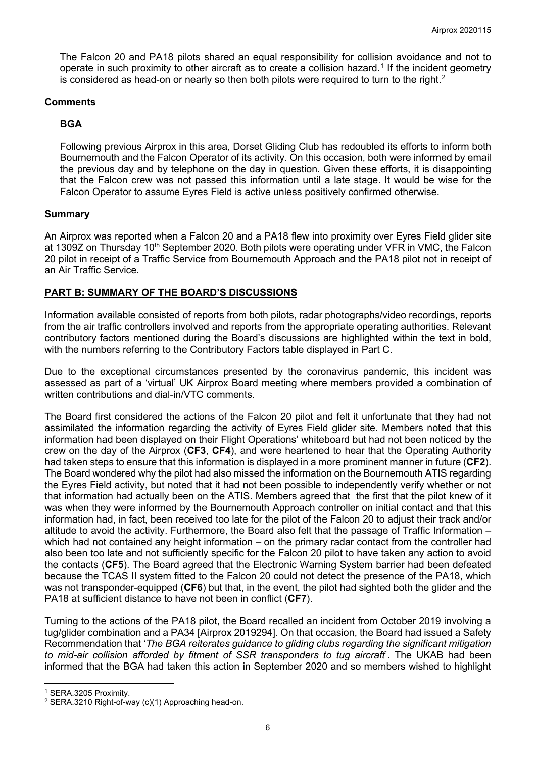The Falcon 20 and PA18 pilots shared an equal responsibility for collision avoidance and not to operate in such proximity to other aircraft as to create a collision hazard.[1] If the incident geometry is considered as head-on or nearly so then both pilots were required to turn to the right.[2]

### Comments

**BGA**

Following previous Airprox in this area, Dorset Gliding Club has redoubled its efforts to inform both Bournemouth and the Falcon Operator of its activity. On this occasion, both were informed by email the previous day and by telephone on the day in question. Given these efforts, it is disappointing that the Falcon crew was not passed this information until a late stage. It would be wise for the Falcon Operator to assume Eyres Field is active unless positively confirmed otherwise.

### Summary

An Airprox was reported when a Falcon 20 and a PA18 flew into proximity over Eyres Field glider site at 1309Z on Thursday 10th September 2020. Both pilots were operating under VFR in VMC, the Falcon 20 pilot in receipt of a Traffic Service from Bournemouth Approach and the PA18 pilot not in receipt of an Air Traffic Service.

## PART B: SUMMARY OF THE BOARD'S DISCUSSIONS

Information available consisted of reports from both pilots, radar photographs/video recordings, reports from the air traffic controllers involved and reports from the appropriate operating authorities. Relevant contributory factors mentioned during the Board's discussions are highlighted within the text in bold, with the numbers referring to the Contributory Factors table displayed in Part C.

Due to the exceptional circumstances presented by the coronavirus pandemic, this incident was assessed as part of a 'virtual' UK Airprox Board meeting where members provided a combination of written contributions and dial-in/VTC comments.

The Board first considered the actions of the Falcon 20 pilot and felt it unfortunate that they had not assimilated the information regarding the activity of Eyres Field glider site. Members noted that this information had been displayed on their Flight Operations' whiteboard but had not been noticed by the crew on the day of the Airprox (**CF3**, **CF4**), and were heartened to hear that the Operating Authority had taken steps to ensure that this information is displayed in a more prominent manner in future (**CF2**). The Board wondered why the pilot had also missed the information on the Bournemouth ATIS regarding the Eyres Field activity, but noted that it had not been possible to independently verify whether or not that information had actually been on the ATIS. Members agreed that the first that the pilot knew of it was when they were informed by the Bournemouth Approach controller on initial contact and that this information had, in fact, been received too late for the pilot of the Falcon 20 to adjust their track and/or altitude to avoid the activity. Furthermore, the Board also felt that the passage of Traffic Information – which had not contained any height information – on the primary radar contact from the controller had also been too late and not sufficiently specific for the Falcon 20 pilot to have taken any action to avoid the contacts (**CF5**). The Board agreed that the Electronic Warning System barrier had been defeated because the TCAS II system fitted to the Falcon 20 could not detect the presence of the PA18, which was not transponder-equipped (**CF6**) but that, in the event, the pilot had sighted both the glider and the PA18 at sufficient distance to have not been in conflict (**CF7**).

Turning to the actions of the PA18 pilot, the Board recalled an incident from October 2019 involving a tug/glider combination and a PA34 [Airprox 2019294]. On that occasion, the Board had issued a Safety Recommendation that '*The BGA reiterates guidance to gliding clubs regarding the significant mitigation to mid-air collision afforded by fitment of SSR transponders to tug aircraft*'. The UKAB had been informed that the BGA had taken this action in September 2020 and so members wished to highlight

---

[1] SERA.3205 Proximity.

[2] SERA.3210 Right-of-way (c)(1) Approaching head-on.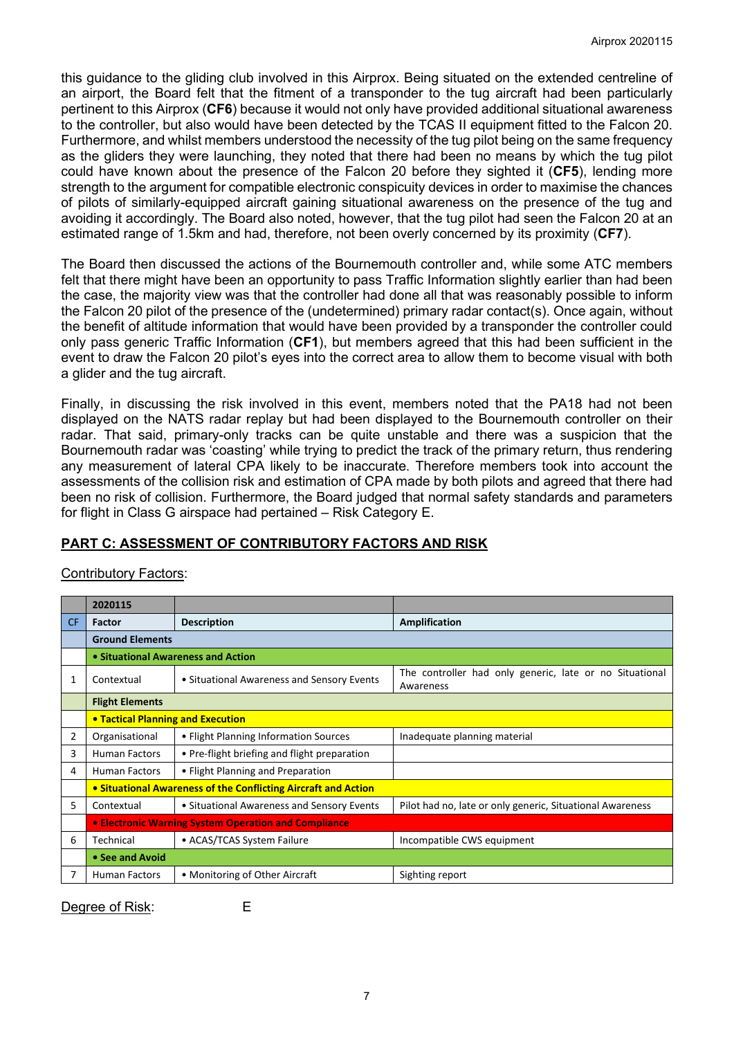this guidance to the gliding club involved in this Airprox. Being situated on the extended centreline of an airport, the Board felt that the fitment of a transponder to the tug aircraft had been particularly pertinent to this Airprox (**CF6**) because it would not only have provided additional situational awareness to the controller, but also would have been detected by the TCAS II equipment fitted to the Falcon 20. Furthermore, and whilst members understood the necessity of the tug pilot being on the same frequency as the gliders they were launching, they noted that there had been no means by which the tug pilot could have known about the presence of the Falcon 20 before they sighted it (**CF5**), lending more strength to the argument for compatible electronic conspicuity devices in order to maximise the chances of pilots of similarly-equipped aircraft gaining situational awareness on the presence of the tug and avoiding it accordingly. The Board also noted, however, that the tug pilot had seen the Falcon 20 at an estimated range of 1.5km and had, therefore, not been overly concerned by its proximity (**CF7**).

The Board then discussed the actions of the Bournemouth controller and, while some ATC members felt that there might have been an opportunity to pass Traffic Information slightly earlier than had been the case, the majority view was that the controller had done all that was reasonably possible to inform the Falcon 20 pilot of the presence of the (undetermined) primary radar contact(s). Once again, without the benefit of altitude information that would have been provided by a transponder the controller could only pass generic Traffic Information (**CF1**), but members agreed that this had been sufficient in the event to draw the Falcon 20 pilot's eyes into the correct area to allow them to become visual with both a glider and the tug aircraft.

Finally, in discussing the risk involved in this event, members noted that the PA18 had not been displayed on the NATS radar replay but had been displayed to the Bournemouth controller on their radar. That said, primary-only tracks can be quite unstable and there was a suspicion that the Bournemouth radar was 'coasting' while trying to predict the track of the primary return, thus rendering any measurement of lateral CPA likely to be inaccurate. Therefore members took into account the assessments of the collision risk and estimation of CPA made by both pilots and agreed that there had been no risk of collision. Furthermore, the Board judged that normal safety standards and parameters for flight in Class G airspace had pertained – Risk Category E.

## PART C: ASSESSMENT OF CONTRIBUTORY FACTORS AND RISK

Contributory Factors:

| | 2020115 | | |
|---|---|---|---|
| CF | Factor | Description | Amplification |
| | **Ground Elements** | | |
| | **• Situational Awareness and Action** | | |
| 1 | Contextual | • Situational Awareness and Sensory Events | The controller had only generic, late or no Situational Awareness |
| | **Flight Elements** | | |
| | **• Tactical Planning and Execution** | | |
| 2 | Organisational | • Flight Planning Information Sources | Inadequate planning material |
| 3 | Human Factors | • Pre-flight briefing and flight preparation | |
| 4 | Human Factors | • Flight Planning and Preparation | |
| | **• Situational Awareness of the Conflicting Aircraft and Action** | | |
| 5 | Contextual | • Situational Awareness and Sensory Events | Pilot had no, late or only generic, Situational Awareness |
| | **• Electronic Warning System Operation and Compliance** | | |
| 6 | Technical | • ACAS/TCAS System Failure | Incompatible CWS equipment |
| | **• See and Avoid** | | |
| 7 | Human Factors | • Monitoring of Other Aircraft | Sighting report |

Degree of Risk: E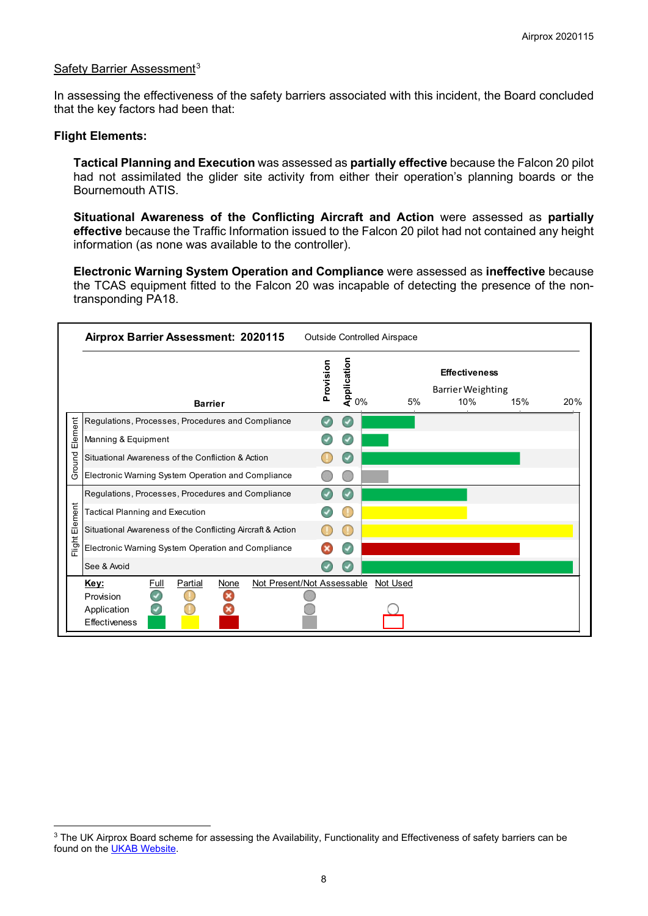## Safety Barrier Assessment[3]

In assessing the effectiveness of the safety barriers associated with this incident, the Board concluded that the key factors had been that:

**Flight Elements:**

**Tactical Planning and Execution** was assessed as **partially effective** because the Falcon 20 pilot had not assimilated the glider site activity from either their operation's planning boards or the Bournemouth ATIS.

**Situational Awareness of the Conflicting Aircraft and Action** were assessed as **partially effective** because the Traffic Information issued to the Falcon 20 pilot had not contained any height information (as none was available to the controller).

**Electronic Warning System Operation and Compliance** were assessed as **ineffective** because the TCAS equipment fitted to the Falcon 20 was incapable of detecting the presence of the non-transponding PA18.

**Airprox Barrier Assessment: 2020115**

Outside Controlled Airspace

Barrier

Provision

Application

Effectiveness

Barrier Weighting

0%

5%

10%

15%

20%

Ground Element

Regulations, Processes, Procedures and Compliance

Manning & Equipment

Situational Awareness of the Confliction & Action

Electronic Warning System Operation and Compliance

Flight Element

Regulations, Processes, Procedures and Compliance

Tactical Planning and Execution

Situational Awareness of the Conflicting Aircraft & Action

Electronic Warning System Operation and Compliance

See & Avoid

Key: Full Partial None Not Present/Not Assessable Not Used

Provision

Application

Effectiveness

---

[3] The UK Airprox Board scheme for assessing the Availability, Functionality and Effectiveness of safety barriers can be found on the UKAB Website.